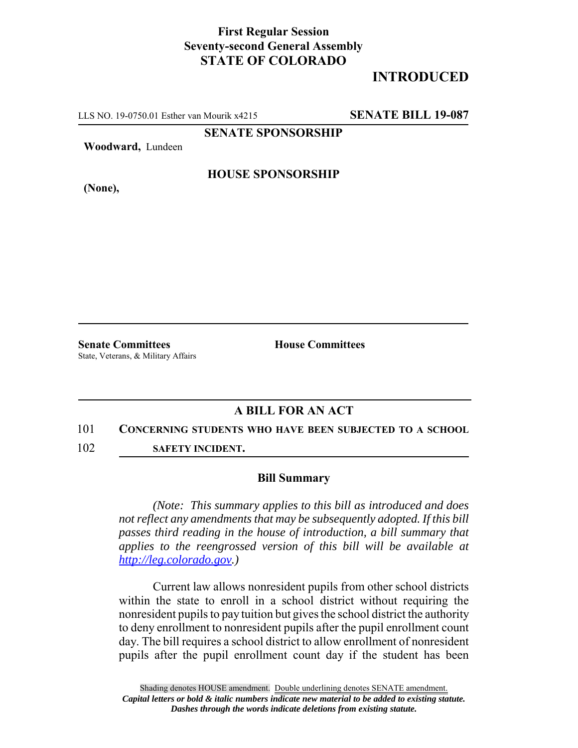**First Regular Session**
**Seventy-second General Assembly**
**STATE OF COLORADO**

**INTRODUCED**

LLS NO. 19-0750.01 Esther van Mourik x4215 **SENATE BILL 19-087**

**SENATE SPONSORSHIP**

**Woodward,** Lundeen

**HOUSE SPONSORSHIP**

**(None),**

**Senate Committees**
State, Veterans, & Military Affairs

**House Committees**

## A BILL FOR AN ACT

101 **CONCERNING STUDENTS WHO HAVE BEEN SUBJECTED TO A SCHOOL**
102 **SAFETY INCIDENT.**

### Bill Summary

*(Note: This summary applies to this bill as introduced and does not reflect any amendments that may be subsequently adopted. If this bill passes third reading in the house of introduction, a bill summary that applies to the reengrossed version of this bill will be available at http://leg.colorado.gov.)*

Current law allows nonresident pupils from other school districts within the state to enroll in a school district without requiring the nonresident pupils to pay tuition but gives the school district the authority to deny enrollment to nonresident pupils after the pupil enrollment count day. The bill requires a school district to allow enrollment of nonresident pupils after the pupil enrollment count day if the student has been

Shading denotes HOUSE amendment. Double underlining denotes SENATE amendment.
***Capital letters or bold & italic numbers indicate new material to be added to existing statute.***
***Dashes through the words indicate deletions from existing statute.***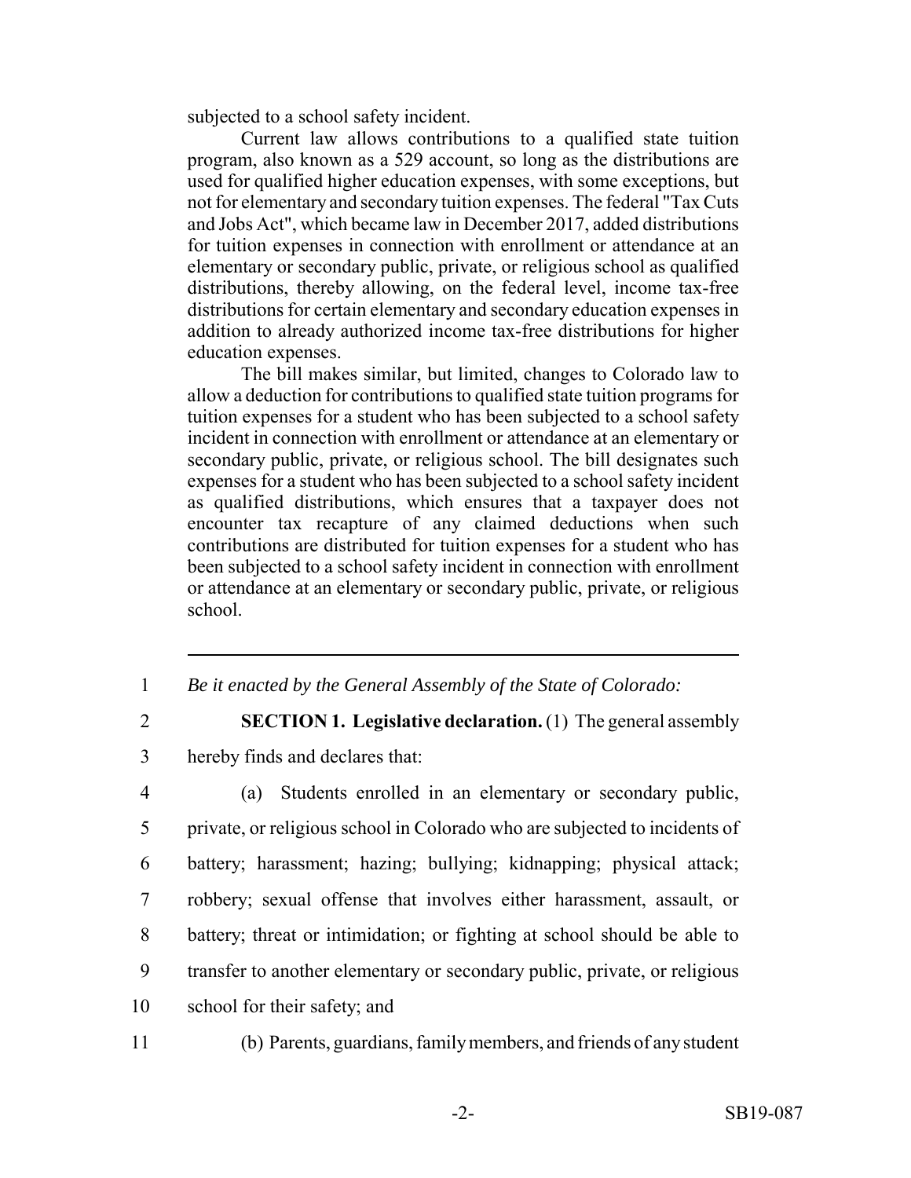subjected to a school safety incident.

Current law allows contributions to a qualified state tuition program, also known as a 529 account, so long as the distributions are used for qualified higher education expenses, with some exceptions, but not for elementary and secondary tuition expenses. The federal "Tax Cuts and Jobs Act", which became law in December 2017, added distributions for tuition expenses in connection with enrollment or attendance at an elementary or secondary public, private, or religious school as qualified distributions, thereby allowing, on the federal level, income tax-free distributions for certain elementary and secondary education expenses in addition to already authorized income tax-free distributions for higher education expenses.

The bill makes similar, but limited, changes to Colorado law to allow a deduction for contributions to qualified state tuition programs for tuition expenses for a student who has been subjected to a school safety incident in connection with enrollment or attendance at an elementary or secondary public, private, or religious school. The bill designates such expenses for a student who has been subjected to a school safety incident as qualified distributions, which ensures that a taxpayer does not encounter tax recapture of any claimed deductions when such contributions are distributed for tuition expenses for a student who has been subjected to a school safety incident in connection with enrollment or attendance at an elementary or secondary public, private, or religious school.

---

1 *Be it enacted by the General Assembly of the State of Colorado:*

2 **SECTION 1. Legislative declaration.** (1) The general assembly
3 hereby finds and declares that:

4 (a) Students enrolled in an elementary or secondary public,
5 private, or religious school in Colorado who are subjected to incidents of
6 battery; harassment; hazing; bullying; kidnapping; physical attack;
7 robbery; sexual offense that involves either harassment, assault, or
8 battery; threat or intimidation; or fighting at school should be able to
9 transfer to another elementary or secondary public, private, or religious
10 school for their safety; and

11 (b) Parents, guardians, family members, and friends of any student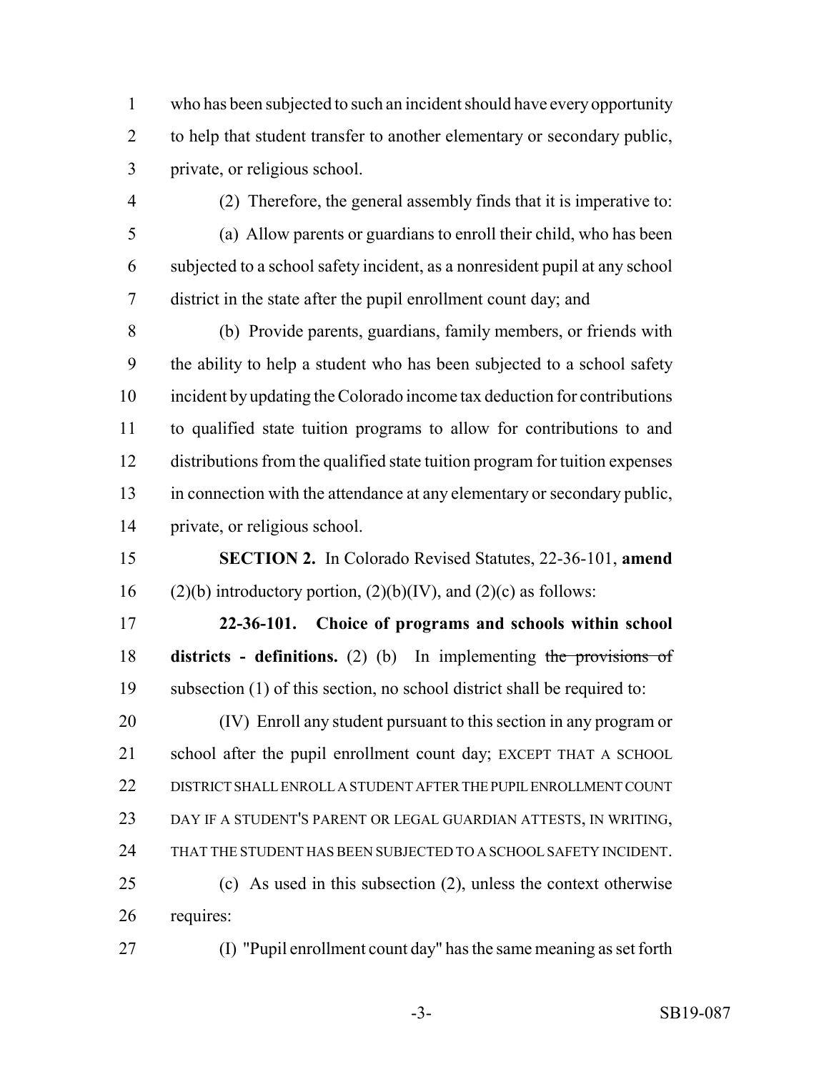who has been subjected to such an incident should have every opportunity to help that student transfer to another elementary or secondary public, private, or religious school.

(2) Therefore, the general assembly finds that it is imperative to:

(a) Allow parents or guardians to enroll their child, who has been subjected to a school safety incident, as a nonresident pupil at any school district in the state after the pupil enrollment count day; and

(b) Provide parents, guardians, family members, or friends with the ability to help a student who has been subjected to a school safety incident by updating the Colorado income tax deduction for contributions to qualified state tuition programs to allow for contributions to and distributions from the qualified state tuition program for tuition expenses in connection with the attendance at any elementary or secondary public, private, or religious school.

**SECTION 2.** In Colorado Revised Statutes, 22-36-101, **amend** (2)(b) introductory portion, (2)(b)(IV), and (2)(c) as follows:

**22-36-101. Choice of programs and schools within school districts - definitions.** (2) (b) In implementing ~~the provisions of~~ subsection (1) of this section, no school district shall be required to:

(IV) Enroll any student pursuant to this section in any program or school after the pupil enrollment count day; EXCEPT THAT A SCHOOL DISTRICT SHALL ENROLL A STUDENT AFTER THE PUPIL ENROLLMENT COUNT DAY IF A STUDENT'S PARENT OR LEGAL GUARDIAN ATTESTS, IN WRITING, THAT THE STUDENT HAS BEEN SUBJECTED TO A SCHOOL SAFETY INCIDENT.

(c) As used in this subsection (2), unless the context otherwise requires:

(I) "Pupil enrollment count day" has the same meaning as set forth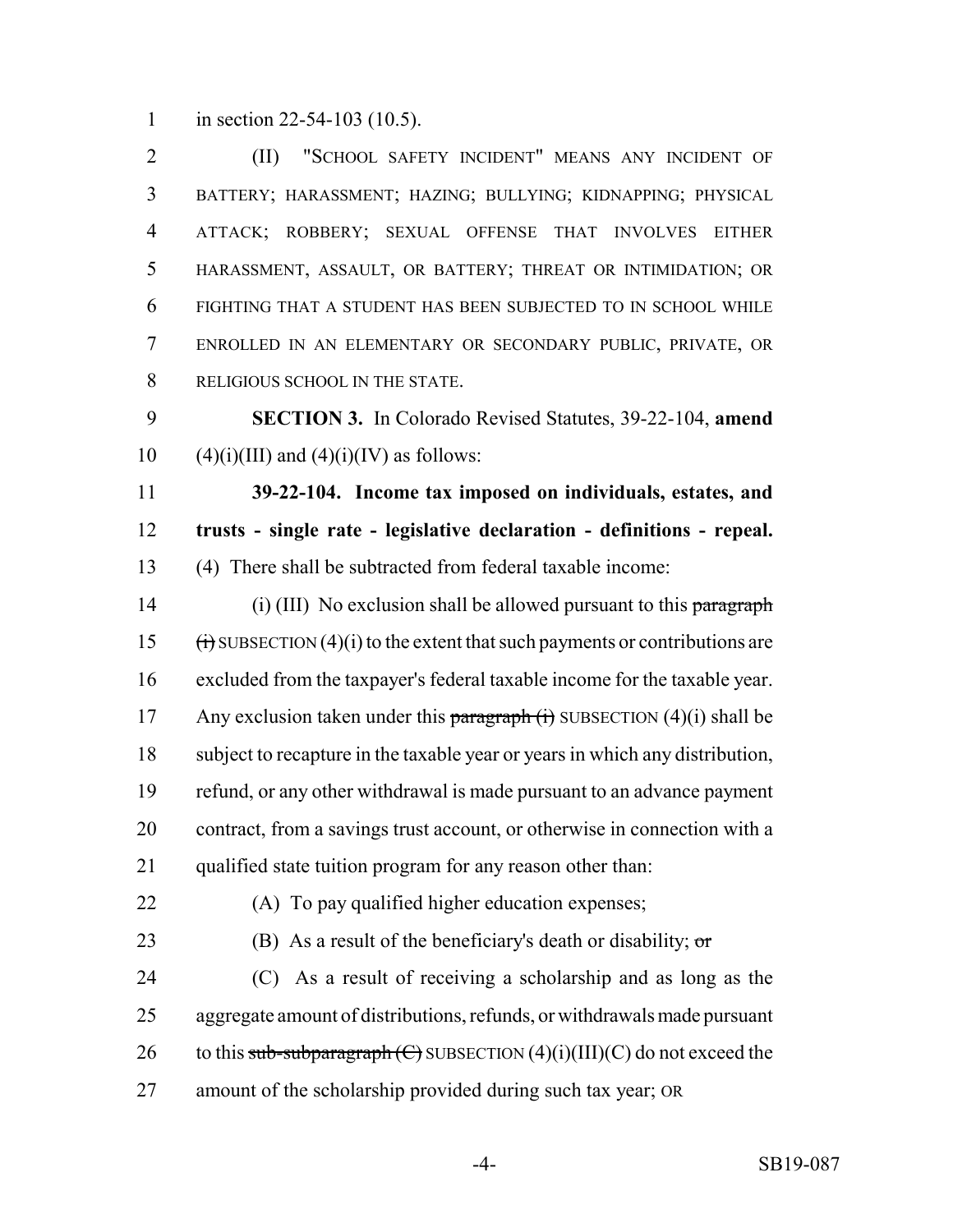in section 22-54-103 (10.5).

(II) "SCHOOL SAFETY INCIDENT" MEANS ANY INCIDENT OF BATTERY; HARASSMENT; HAZING; BULLYING; KIDNAPPING; PHYSICAL ATTACK; ROBBERY; SEXUAL OFFENSE THAT INVOLVES EITHER HARASSMENT, ASSAULT, OR BATTERY; THREAT OR INTIMIDATION; OR FIGHTING THAT A STUDENT HAS BEEN SUBJECTED TO IN SCHOOL WHILE ENROLLED IN AN ELEMENTARY OR SECONDARY PUBLIC, PRIVATE, OR RELIGIOUS SCHOOL IN THE STATE.

**SECTION 3.** In Colorado Revised Statutes, 39-22-104, **amend** (4)(i)(III) and (4)(i)(IV) as follows:

**39-22-104. Income tax imposed on individuals, estates, and trusts - single rate - legislative declaration - definitions - repeal.** (4) There shall be subtracted from federal taxable income:

(i) (III) No exclusion shall be allowed pursuant to this ~~paragraph (i)~~ SUBSECTION (4)(i) to the extent that such payments or contributions are excluded from the taxpayer's federal taxable income for the taxable year. Any exclusion taken under this ~~paragraph (i)~~ SUBSECTION (4)(i) shall be subject to recapture in the taxable year or years in which any distribution, refund, or any other withdrawal is made pursuant to an advance payment contract, from a savings trust account, or otherwise in connection with a qualified state tuition program for any reason other than:

(A) To pay qualified higher education expenses;

(B) As a result of the beneficiary's death or disability; ~~or~~

(C) As a result of receiving a scholarship and as long as the aggregate amount of distributions, refunds, or withdrawals made pursuant to this ~~sub-subparagraph (C)~~ SUBSECTION (4)(i)(III)(C) do not exceed the amount of the scholarship provided during such tax year; OR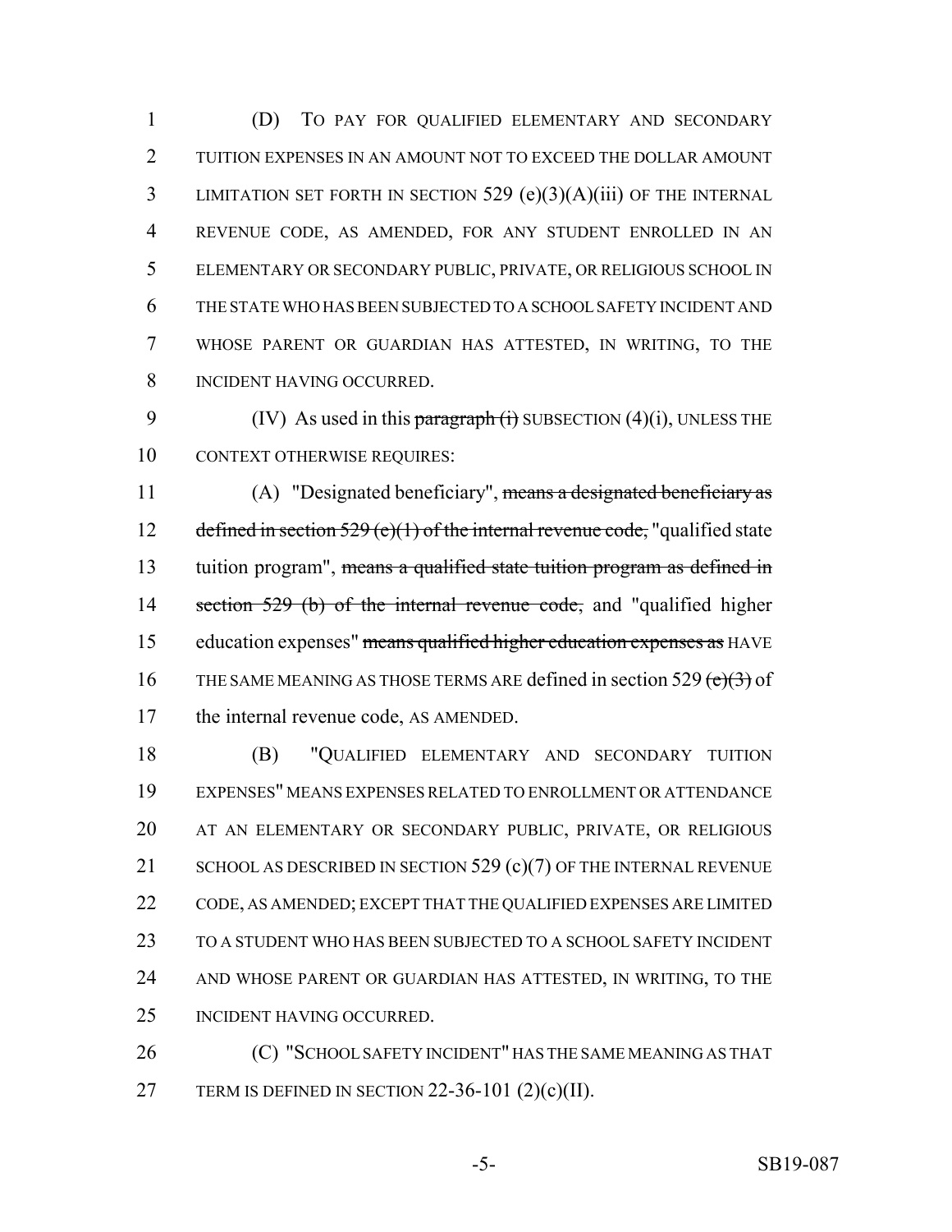(D) TO PAY FOR QUALIFIED ELEMENTARY AND SECONDARY TUITION EXPENSES IN AN AMOUNT NOT TO EXCEED THE DOLLAR AMOUNT LIMITATION SET FORTH IN SECTION 529 (e)(3)(A)(iii) OF THE INTERNAL REVENUE CODE, AS AMENDED, FOR ANY STUDENT ENROLLED IN AN ELEMENTARY OR SECONDARY PUBLIC, PRIVATE, OR RELIGIOUS SCHOOL IN THE STATE WHO HAS BEEN SUBJECTED TO A SCHOOL SAFETY INCIDENT AND WHOSE PARENT OR GUARDIAN HAS ATTESTED, IN WRITING, TO THE INCIDENT HAVING OCCURRED.

(IV) As used in this ~~paragraph (i)~~ SUBSECTION (4)(i), UNLESS THE CONTEXT OTHERWISE REQUIRES:

(A) "Designated beneficiary", ~~means a designated beneficiary as defined in section 529 (e)(1) of the internal revenue code,~~ "qualified state tuition program", ~~means a qualified state tuition program as defined in section 529 (b) of the internal revenue code,~~ and "qualified higher education expenses" ~~means qualified higher education expenses as~~ HAVE THE SAME MEANING AS THOSE TERMS ARE defined in section 529 ~~(e)(3)~~ of the internal revenue code, AS AMENDED.

(B) "QUALIFIED ELEMENTARY AND SECONDARY TUITION EXPENSES" MEANS EXPENSES RELATED TO ENROLLMENT OR ATTENDANCE AT AN ELEMENTARY OR SECONDARY PUBLIC, PRIVATE, OR RELIGIOUS SCHOOL AS DESCRIBED IN SECTION 529 (c)(7) OF THE INTERNAL REVENUE CODE, AS AMENDED; EXCEPT THAT THE QUALIFIED EXPENSES ARE LIMITED TO A STUDENT WHO HAS BEEN SUBJECTED TO A SCHOOL SAFETY INCIDENT AND WHOSE PARENT OR GUARDIAN HAS ATTESTED, IN WRITING, TO THE INCIDENT HAVING OCCURRED.

(C) "SCHOOL SAFETY INCIDENT" HAS THE SAME MEANING AS THAT TERM IS DEFINED IN SECTION 22-36-101 (2)(c)(II).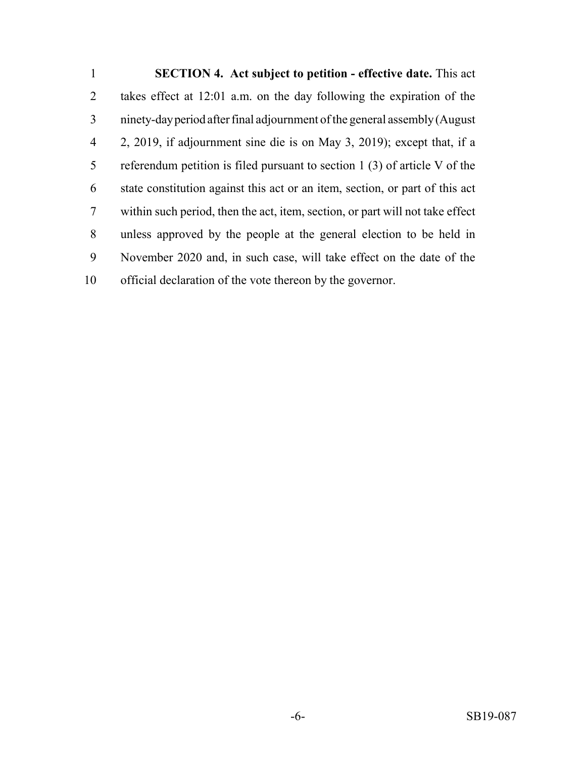**SECTION 4. Act subject to petition - effective date.** This act takes effect at 12:01 a.m. on the day following the expiration of the ninety-day period after final adjournment of the general assembly (August 2, 2019, if adjournment sine die is on May 3, 2019); except that, if a referendum petition is filed pursuant to section 1 (3) of article V of the state constitution against this act or an item, section, or part of this act within such period, then the act, item, section, or part will not take effect unless approved by the people at the general election to be held in November 2020 and, in such case, will take effect on the date of the official declaration of the vote thereon by the governor.